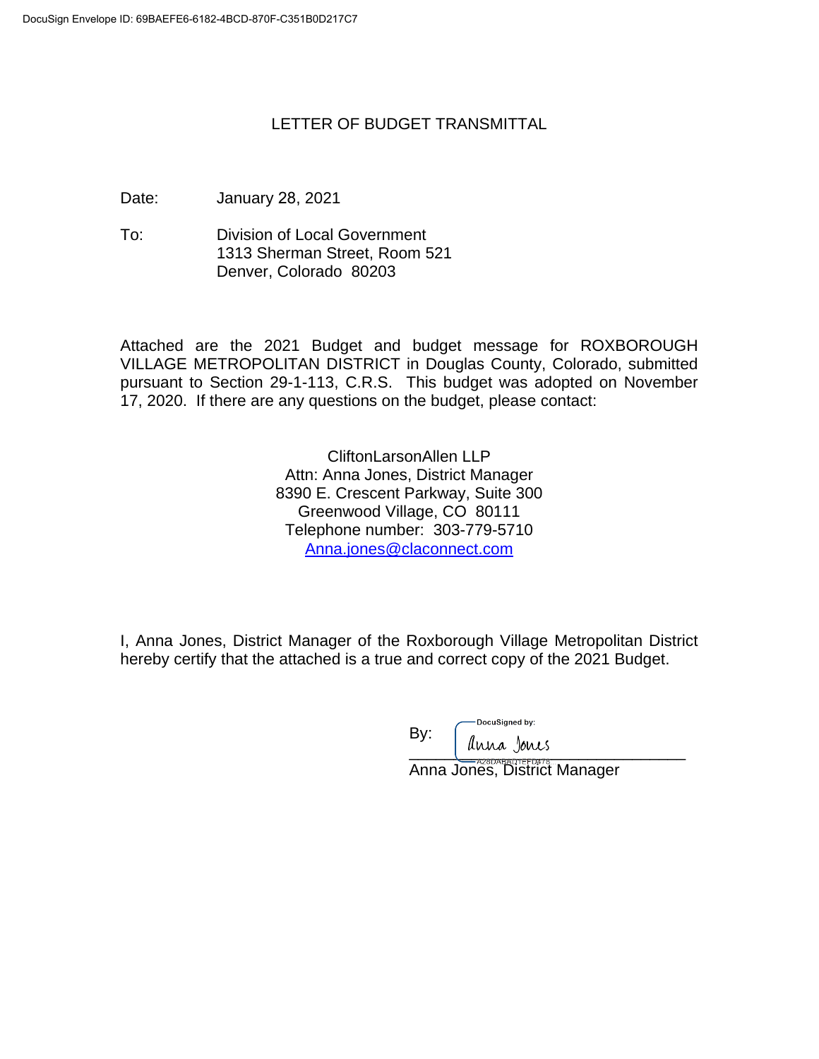DocuSign Envelope ID: 69BAEFE6-6182-4BCD-870F-C351B0D217C7

# LETTER OF BUDGET TRANSMITTAL

Date: January 28, 2021

To: Division of Local Government
1313 Sherman Street, Room 521
Denver, Colorado 80203

Attached are the 2021 Budget and budget message for ROXBOROUGH VILLAGE METROPOLITAN DISTRICT in Douglas County, Colorado, submitted pursuant to Section 29-1-113, C.R.S. This budget was adopted on November 17, 2020. If there are any questions on the budget, please contact:

CliftonLarsonAllen LLP
Attn: Anna Jones, District Manager
8390 E. Crescent Parkway, Suite 300
Greenwood Village, CO 80111
Telephone number: 303-779-5710
Anna.jones@claconnect.com

I, Anna Jones, District Manager of the Roxborough Village Metropolitan District hereby certify that the attached is a true and correct copy of the 2021 Budget.

By: DocuSigned by: Anna Jones
A28DABAC1EFD478
Anna Jones, District Manager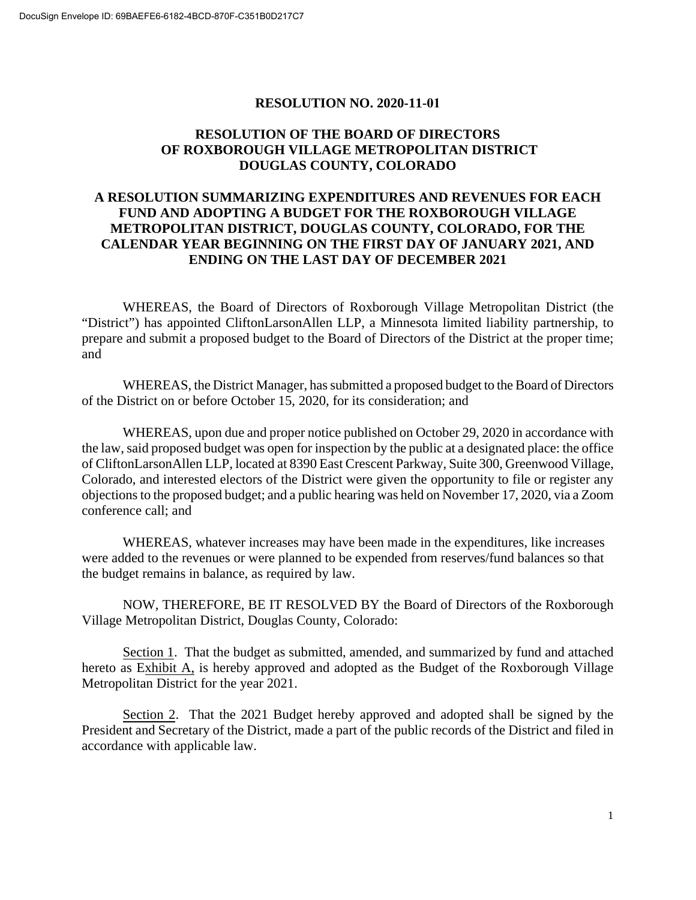**RESOLUTION NO. 2020-11-01**

**RESOLUTION OF THE BOARD OF DIRECTORS OF ROXBOROUGH VILLAGE METROPOLITAN DISTRICT DOUGLAS COUNTY, COLORADO**

**A RESOLUTION SUMMARIZING EXPENDITURES AND REVENUES FOR EACH FUND AND ADOPTING A BUDGET FOR THE ROXBOROUGH VILLAGE METROPOLITAN DISTRICT, DOUGLAS COUNTY, COLORADO, FOR THE CALENDAR YEAR BEGINNING ON THE FIRST DAY OF JANUARY 2021, AND ENDING ON THE LAST DAY OF DECEMBER 2021**

WHEREAS, the Board of Directors of Roxborough Village Metropolitan District (the "District") has appointed CliftonLarsonAllen LLP, a Minnesota limited liability partnership, to prepare and submit a proposed budget to the Board of Directors of the District at the proper time; and

WHEREAS, the District Manager, has submitted a proposed budget to the Board of Directors of the District on or before October 15, 2020, for its consideration; and

WHEREAS, upon due and proper notice published on October 29, 2020 in accordance with the law, said proposed budget was open for inspection by the public at a designated place: the office of CliftonLarsonAllen LLP, located at 8390 East Crescent Parkway, Suite 300, Greenwood Village, Colorado, and interested electors of the District were given the opportunity to file or register any objections to the proposed budget; and a public hearing was held on November 17, 2020, via a Zoom conference call; and

WHEREAS, whatever increases may have been made in the expenditures, like increases were added to the revenues or were planned to be expended from reserves/fund balances so that the budget remains in balance, as required by law.

NOW, THEREFORE, BE IT RESOLVED BY the Board of Directors of the Roxborough Village Metropolitan District, Douglas County, Colorado:

Section 1. That the budget as submitted, amended, and summarized by fund and attached hereto as Exhibit A, is hereby approved and adopted as the Budget of the Roxborough Village Metropolitan District for the year 2021.

Section 2. That the 2021 Budget hereby approved and adopted shall be signed by the President and Secretary of the District, made a part of the public records of the District and filed in accordance with applicable law.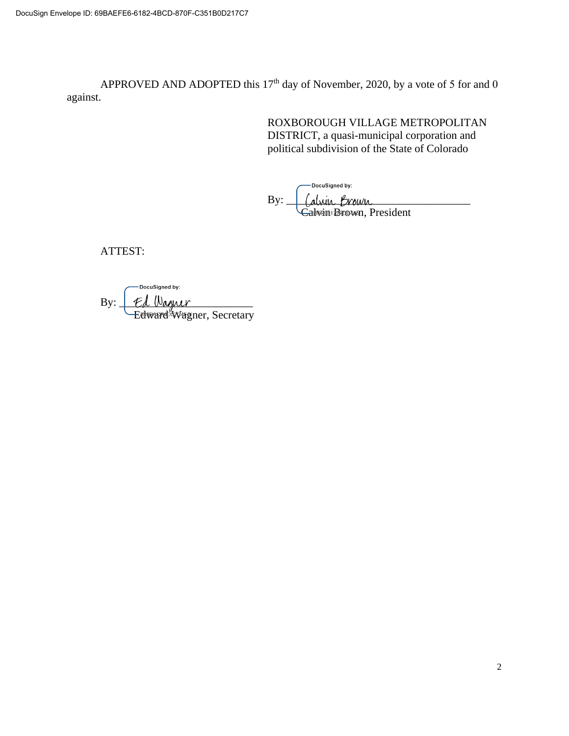APPROVED AND ADOPTED this 17th day of November, 2020, by a vote of 5 for and 0 against.

ROXBOROUGH VILLAGE METROPOLITAN DISTRICT, a quasi-municipal corporation and political subdivision of the State of Colorado

By: Calvin Brown
Calvin Brown, President

ATTEST:

By: Ed Wagner
Edward Wagner, Secretary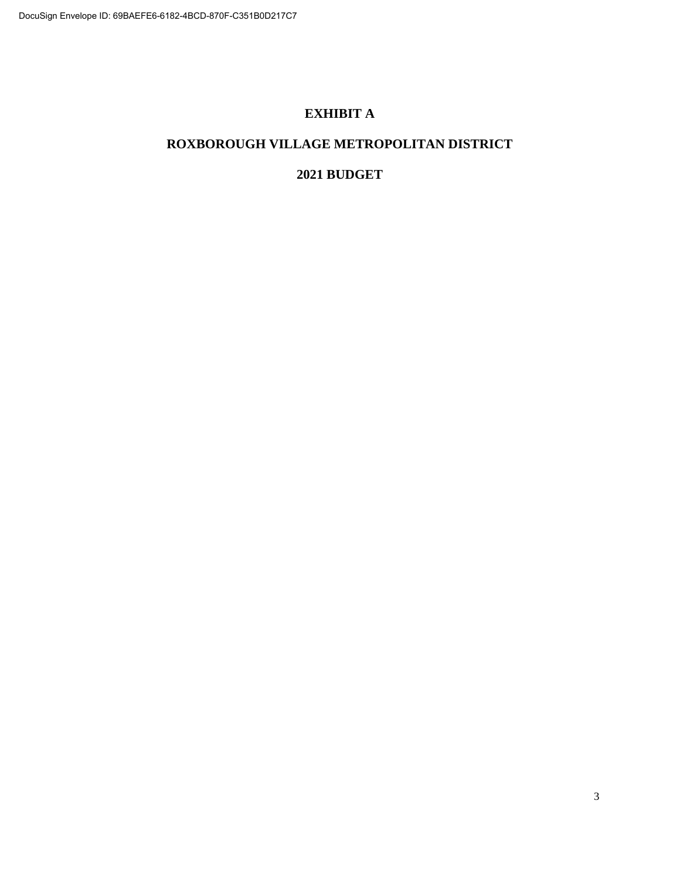# EXHIBIT A

# ROXBOROUGH VILLAGE METROPOLITAN DISTRICT

# 2021 BUDGET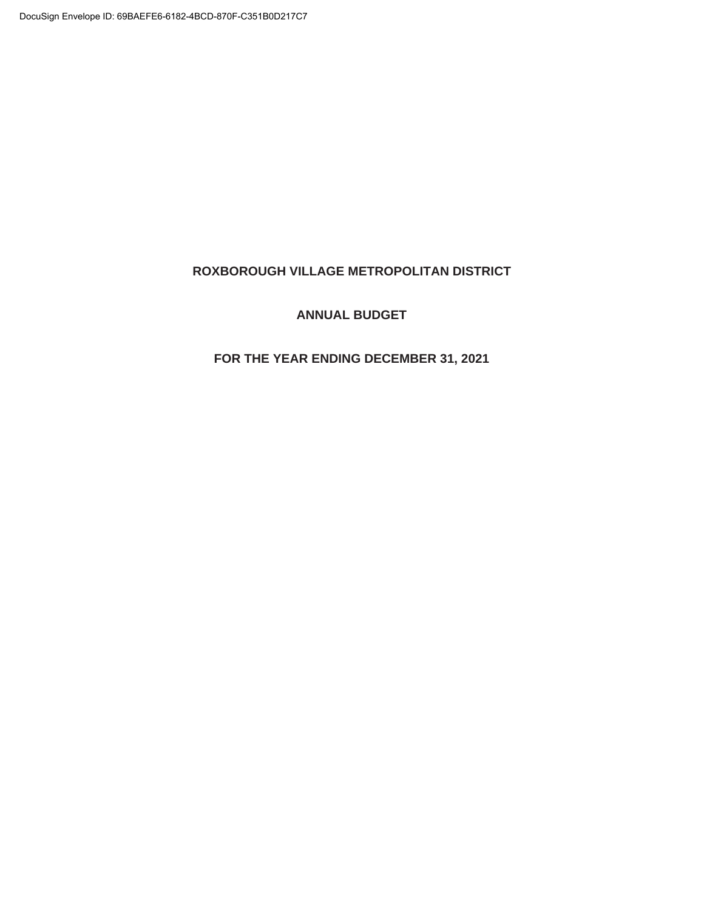# ROXBOROUGH VILLAGE METROPOLITAN DISTRICT

## ANNUAL BUDGET

## FOR THE YEAR ENDING DECEMBER 31, 2021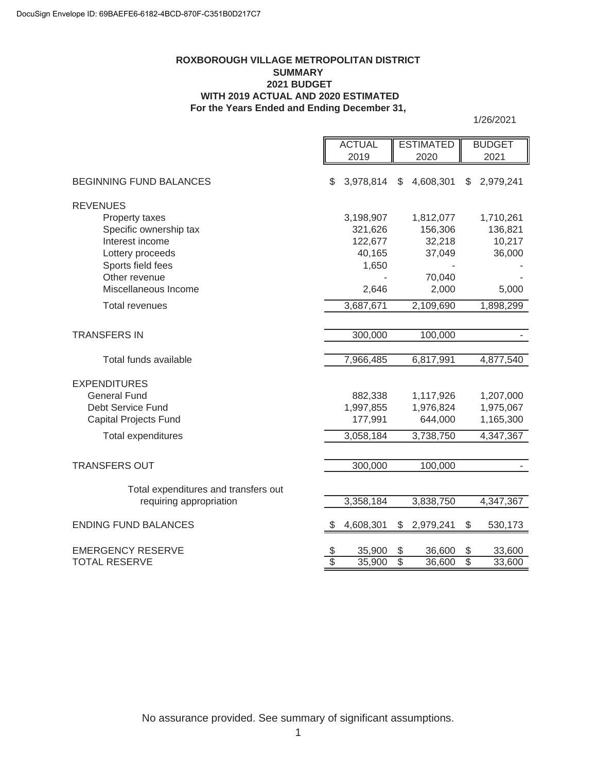DocuSign Envelope ID: 69BAEFE6-6182-4BCD-870F-C351B0D217C7

# ROXBOROUGH VILLAGE METROPOLITAN DISTRICT
## SUMMARY
## 2021 BUDGET
## WITH 2019 ACTUAL AND 2020 ESTIMATED
## For the Years Ended and Ending December 31,

1/26/2021

| | ACTUAL 2019 | ESTIMATED 2020 | BUDGET 2021 |
|---|---|---|---|
| BEGINNING FUND BALANCES | $ 3,978,814 | $ 4,608,301 | $ 2,979,241 |
| REVENUES | | | |
| Property taxes | 3,198,907 | 1,812,077 | 1,710,261 |
| Specific ownership tax | 321,626 | 156,306 | 136,821 |
| Interest income | 122,677 | 32,218 | 10,217 |
| Lottery proceeds | 40,165 | 37,049 | 36,000 |
| Sports field fees | 1,650 | - | - |
| Other revenue | - | 70,040 | - |
| Miscellaneous Income | 2,646 | 2,000 | 5,000 |
| Total revenues | 3,687,671 | 2,109,690 | 1,898,299 |
| TRANSFERS IN | 300,000 | 100,000 | - |
| Total funds available | 7,966,485 | 6,817,991 | 4,877,540 |
| EXPENDITURES | | | |
| General Fund | 882,338 | 1,117,926 | 1,207,000 |
| Debt Service Fund | 1,997,855 | 1,976,824 | 1,975,067 |
| Capital Projects Fund | 177,991 | 644,000 | 1,165,300 |
| Total expenditures | 3,058,184 | 3,738,750 | 4,347,367 |
| TRANSFERS OUT | 300,000 | 100,000 | - |
| Total expenditures and transfers out requiring appropriation | 3,358,184 | 3,838,750 | 4,347,367 |
| ENDING FUND BALANCES | $ 4,608,301 | $ 2,979,241 | $ 530,173 |
| EMERGENCY RESERVE | $ 35,900 | $ 36,600 | $ 33,600 |
| TOTAL RESERVE | $ 35,900 | $ 36,600 | $ 33,600 |

No assurance provided. See summary of significant assumptions.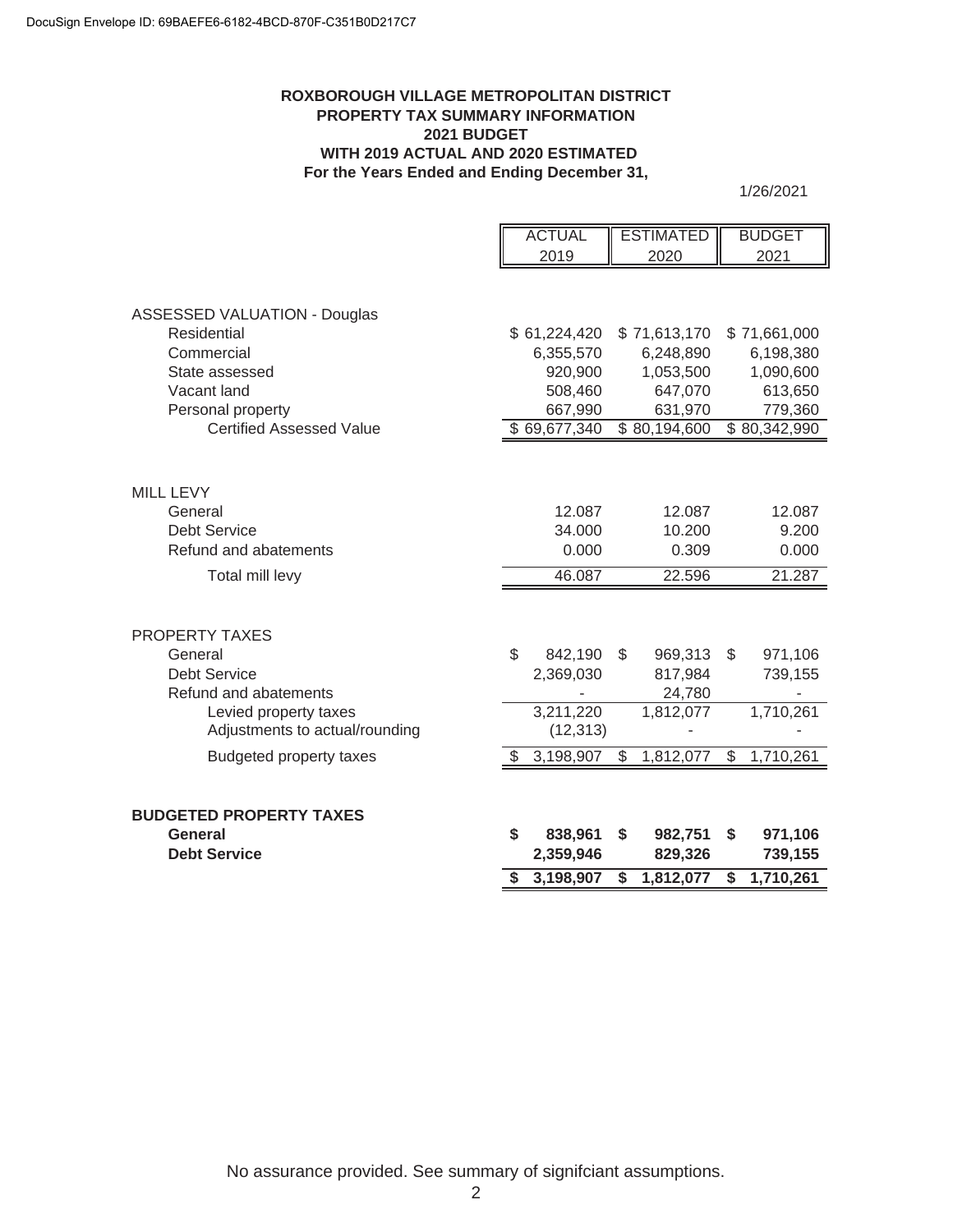DocuSign Envelope ID: 69BAEFE6-6182-4BCD-870F-C351B0D217C7

**ROXBOROUGH VILLAGE METROPOLITAN DISTRICT**
**PROPERTY TAX SUMMARY INFORMATION**
**2021 BUDGET**
**WITH 2019 ACTUAL AND 2020 ESTIMATED**
**For the Years Ended and Ending December 31,**

1/26/2021

| | ACTUAL 2019 | ESTIMATED 2020 | BUDGET 2021 |
|---|---|---|---|
| ASSESSED VALUATION - Douglas | | | |
| Residential | $ 61,224,420 | $ 71,613,170 | $ 71,661,000 |
| Commercial | 6,355,570 | 6,248,890 | 6,198,380 |
| State assessed | 920,900 | 1,053,500 | 1,090,600 |
| Vacant land | 508,460 | 647,070 | 613,650 |
| Personal property | 667,990 | 631,970 | 779,360 |
| Certified Assessed Value | $ 69,677,340 | $ 80,194,600 | $ 80,342,990 |
| | | | |
| MILL LEVY | | | |
| General | 12.087 | 12.087 | 12.087 |
| Debt Service | 34.000 | 10.200 | 9.200 |
| Refund and abatements | 0.000 | 0.309 | 0.000 |
| Total mill levy | 46.087 | 22.596 | 21.287 |
| | | | |
| PROPERTY TAXES | | | |
| General | $ 842,190 | $ 969,313 | $ 971,106 |
| Debt Service | 2,369,030 | 817,984 | 739,155 |
| Refund and abatements | - | 24,780 | - |
| Levied property taxes | 3,211,220 | 1,812,077 | 1,710,261 |
| Adjustments to actual/rounding | (12,313) | - | - |
| Budgeted property taxes | $ 3,198,907 | $ 1,812,077 | $ 1,710,261 |
| | | | |
| **BUDGETED PROPERTY TAXES** | | | |
| **General** | **$ 838,961** | **$ 982,751** | **$ 971,106** |
| **Debt Service** | **2,359,946** | **829,326** | **739,155** |
| | **$ 3,198,907** | **$ 1,812,077** | **$ 1,710,261** |

No assurance provided. See summary of signifciant assumptions.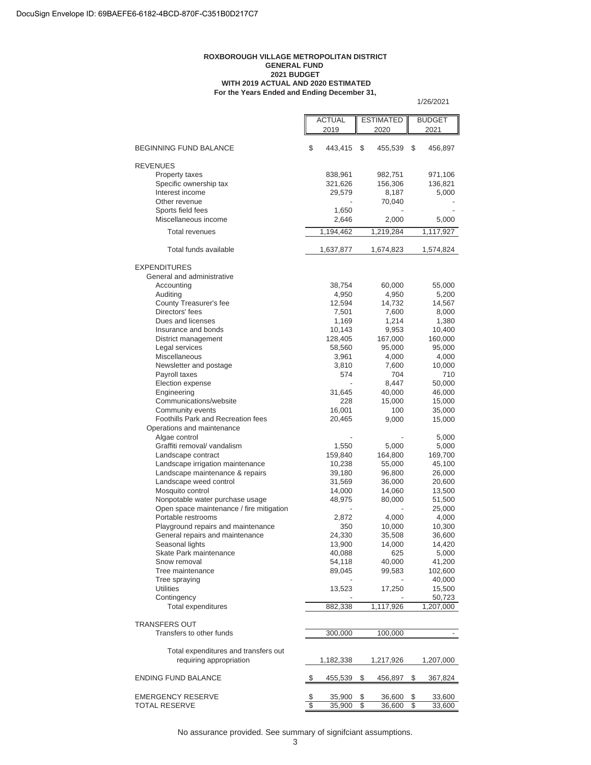# ROXBOROUGH VILLAGE METROPOLITAN DISTRICT
## GENERAL FUND
## 2021 BUDGET
## WITH 2019 ACTUAL AND 2020 ESTIMATED
## For the Years Ended and Ending December 31,

1/26/2021

| | ACTUAL 2019 | ESTIMATED 2020 | BUDGET 2021 |
|---|---|---|---|
| BEGINNING FUND BALANCE | $ 443,415 | $ 455,539 | $ 456,897 |
| **REVENUES** | | | |
| Property taxes | 838,961 | 982,751 | 971,106 |
| Specific ownership tax | 321,626 | 156,306 | 136,821 |
| Interest income | 29,579 | 8,187 | 5,000 |
| Other revenue | - | 70,040 | - |
| Sports field fees | 1,650 | - | - |
| Miscellaneous income | 2,646 | 2,000 | 5,000 |
| Total revenues | 1,194,462 | 1,219,284 | 1,117,927 |
| Total funds available | 1,637,877 | 1,674,823 | 1,574,824 |
| **EXPENDITURES** | | | |
| General and administrative | | | |
| Accounting | 38,754 | 60,000 | 55,000 |
| Auditing | 4,950 | 4,950 | 5,200 |
| County Treasurer's fee | 12,594 | 14,732 | 14,567 |
| Directors' fees | 7,501 | 7,600 | 8,000 |
| Dues and licenses | 1,169 | 1,214 | 1,380 |
| Insurance and bonds | 10,143 | 9,953 | 10,400 |
| District management | 128,405 | 167,000 | 160,000 |
| Legal services | 58,560 | 95,000 | 95,000 |
| Miscellaneous | 3,961 | 4,000 | 4,000 |
| Newsletter and postage | 3,810 | 7,600 | 10,000 |
| Payroll taxes | 574 | 704 | 710 |
| Election expense | - | 8,447 | 50,000 |
| Engineering | 31,645 | 40,000 | 46,000 |
| Communications/website | 228 | 15,000 | 15,000 |
| Community events | 16,001 | 100 | 35,000 |
| Foothills Park and Recreation fees | 20,465 | 9,000 | 15,000 |
| Operations and maintenance | | | |
| Algae control | - | - | 5,000 |
| Graffiti removal/ vandalism | 1,550 | 5,000 | 5,000 |
| Landscape contract | 159,840 | 164,800 | 169,700 |
| Landscape irrigation maintenance | 10,238 | 55,000 | 45,100 |
| Landscape maintenance & repairs | 39,180 | 96,800 | 26,000 |
| Landscape weed control | 31,569 | 36,000 | 20,600 |
| Mosquito control | 14,000 | 14,060 | 13,500 |
| Nonpotable water purchase usage | 48,975 | 80,000 | 51,500 |
| Open space maintenance / fire mitigation | - | - | 25,000 |
| Portable restrooms | 2,872 | 4,000 | 4,000 |
| Playground repairs and maintenance | 350 | 10,000 | 10,300 |
| General repairs and maintenance | 24,330 | 35,508 | 36,600 |
| Seasonal lights | 13,900 | 14,000 | 14,420 |
| Skate Park maintenance | 40,088 | 625 | 5,000 |
| Snow removal | 54,118 | 40,000 | 41,200 |
| Tree maintenance | 89,045 | 99,583 | 102,600 |
| Tree spraying | - | - | 40,000 |
| Utilities | 13,523 | 17,250 | 15,500 |
| Contingency | - | - | 50,723 |
| Total expenditures | 882,338 | 1,117,926 | 1,207,000 |
| **TRANSFERS OUT** | | | |
| Transfers to other funds | 300,000 | 100,000 | - |
| Total expenditures and transfers out requiring appropriation | 1,182,338 | 1,217,926 | 1,207,000 |
| ENDING FUND BALANCE | $ 455,539 | $ 456,897 | $ 367,824 |
| EMERGENCY RESERVE | $ 35,900 | $ 36,600 | $ 33,600 |
| TOTAL RESERVE | $ 35,900 | $ 36,600 | $ 33,600 |

No assurance provided. See summary of signifciant assumptions.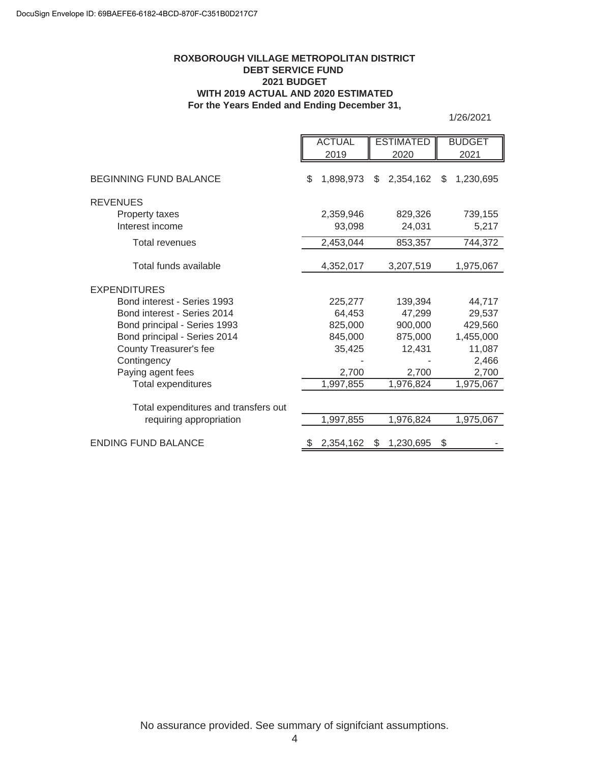DocuSign Envelope ID: 69BAEFE6-6182-4BCD-870F-C351B0D217C7

**ROXBOROUGH VILLAGE METROPOLITAN DISTRICT**
**DEBT SERVICE FUND**
**2021 BUDGET**
**WITH 2019 ACTUAL AND 2020 ESTIMATED**
**For the Years Ended and Ending December 31,**

1/26/2021

| | ACTUAL 2019 | ESTIMATED 2020 | BUDGET 2021 |
|---|---|---|---|
| BEGINNING FUND BALANCE | $ 1,898,973 | $ 2,354,162 | $ 1,230,695 |
| REVENUES | | | |
| Property taxes | 2,359,946 | 829,326 | 739,155 |
| Interest income | 93,098 | 24,031 | 5,217 |
| Total revenues | 2,453,044 | 853,357 | 744,372 |
| Total funds available | 4,352,017 | 3,207,519 | 1,975,067 |
| EXPENDITURES | | | |
| Bond interest - Series 1993 | 225,277 | 139,394 | 44,717 |
| Bond interest - Series 2014 | 64,453 | 47,299 | 29,537 |
| Bond principal - Series 1993 | 825,000 | 900,000 | 429,560 |
| Bond principal - Series 2014 | 845,000 | 875,000 | 1,455,000 |
| County Treasurer's fee | 35,425 | 12,431 | 11,087 |
| Contingency | - | - | 2,466 |
| Paying agent fees | 2,700 | 2,700 | 2,700 |
| Total expenditures | 1,997,855 | 1,976,824 | 1,975,067 |
| Total expenditures and transfers out requiring appropriation | 1,997,855 | 1,976,824 | 1,975,067 |
| ENDING FUND BALANCE | $ 2,354,162 | $ 1,230,695 | $ - |

No assurance provided. See summary of signifciant assumptions.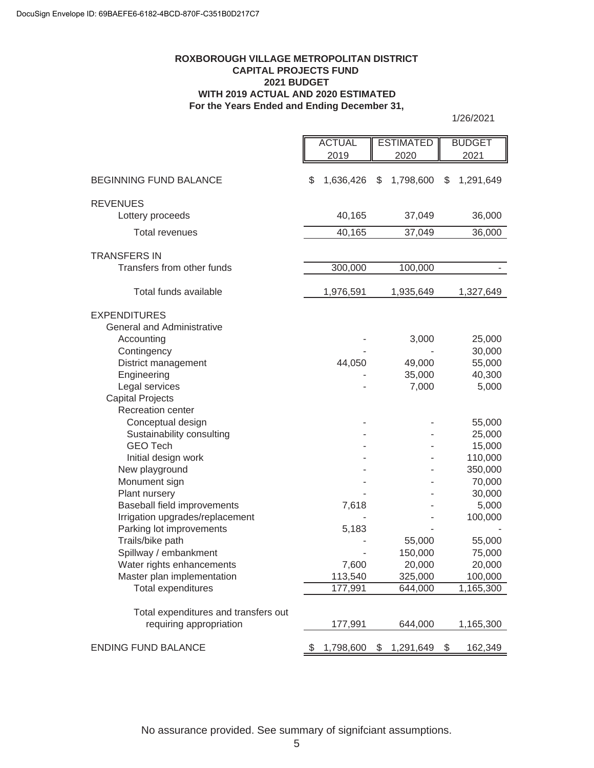DocuSign Envelope ID: 69BAEFE6-6182-4BCD-870F-C351B0D217C7

**ROXBOROUGH VILLAGE METROPOLITAN DISTRICT**
**CAPITAL PROJECTS FUND**
**2021 BUDGET**
**WITH 2019 ACTUAL AND 2020 ESTIMATED**
**For the Years Ended and Ending December 31,**

1/26/2021

| | ACTUAL 2019 | ESTIMATED 2020 | BUDGET 2021 |
|---|---|---|---|
| BEGINNING FUND BALANCE | $ 1,636,426 | $ 1,798,600 | $ 1,291,649 |
| REVENUES | | | |
| Lottery proceeds | 40,165 | 37,049 | 36,000 |
| Total revenues | 40,165 | 37,049 | 36,000 |
| TRANSFERS IN | | | |
| Transfers from other funds | 300,000 | 100,000 | - |
| Total funds available | 1,976,591 | 1,935,649 | 1,327,649 |
| EXPENDITURES | | | |
| General and Administrative | | | |
| Accounting | - | 3,000 | 25,000 |
| Contingency | - | - | 30,000 |
| District management | 44,050 | 49,000 | 55,000 |
| Engineering | - | 35,000 | 40,300 |
| Legal services | - | 7,000 | 5,000 |
| Capital Projects | | | |
| Recreation center | | | |
| Conceptual design | - | - | 55,000 |
| Sustainability consulting | - | - | 25,000 |
| GEO Tech | - | - | 15,000 |
| Initial design work | - | - | 110,000 |
| New playground | - | - | 350,000 |
| Monument sign | - | - | 70,000 |
| Plant nursery | - | - | 30,000 |
| Baseball field improvements | 7,618 | - | 5,000 |
| Irrigation upgrades/replacement | - | - | 100,000 |
| Parking lot improvements | 5,183 | - | - |
| Trails/bike path | - | 55,000 | 55,000 |
| Spillway / embankment | - | 150,000 | 75,000 |
| Water rights enhancements | 7,600 | 20,000 | 20,000 |
| Master plan implementation | 113,540 | 325,000 | 100,000 |
| Total expenditures | 177,991 | 644,000 | 1,165,300 |
| Total expenditures and transfers out requiring appropriation | 177,991 | 644,000 | 1,165,300 |
| ENDING FUND BALANCE | $ 1,798,600 | $ 1,291,649 | $ 162,349 |

No assurance provided. See summary of signifciant assumptions.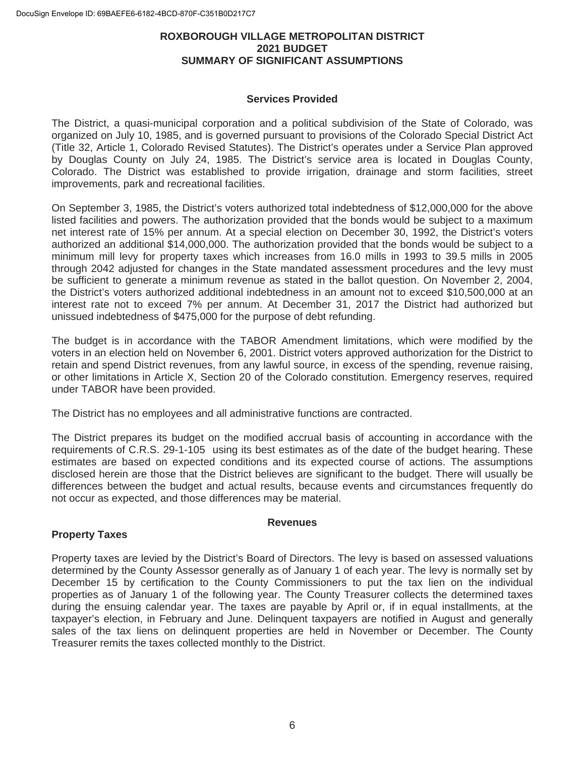# ROXBOROUGH VILLAGE METROPOLITAN DISTRICT
## 2021 BUDGET
## SUMMARY OF SIGNIFICANT ASSUMPTIONS

### Services Provided

The District, a quasi-municipal corporation and a political subdivision of the State of Colorado, was organized on July 10, 1985, and is governed pursuant to provisions of the Colorado Special District Act (Title 32, Article 1, Colorado Revised Statutes). The District's operates under a Service Plan approved by Douglas County on July 24, 1985. The District's service area is located in Douglas County, Colorado. The District was established to provide irrigation, drainage and storm facilities, street improvements, park and recreational facilities.

On September 3, 1985, the District's voters authorized total indebtedness of $12,000,000 for the above listed facilities and powers. The authorization provided that the bonds would be subject to a maximum net interest rate of 15% per annum. At a special election on December 30, 1992, the District's voters authorized an additional $14,000,000. The authorization provided that the bonds would be subject to a minimum mill levy for property taxes which increases from 16.0 mills in 1993 to 39.5 mills in 2005 through 2042 adjusted for changes in the State mandated assessment procedures and the levy must be sufficient to generate a minimum revenue as stated in the ballot question. On November 2, 2004, the District's voters authorized additional indebtedness in an amount not to exceed $10,500,000 at an interest rate not to exceed 7% per annum. At December 31, 2017 the District had authorized but unissued indebtedness of $475,000 for the purpose of debt refunding.

The budget is in accordance with the TABOR Amendment limitations, which were modified by the voters in an election held on November 6, 2001. District voters approved authorization for the District to retain and spend District revenues, from any lawful source, in excess of the spending, revenue raising, or other limitations in Article X, Section 20 of the Colorado constitution. Emergency reserves, required under TABOR have been provided.

The District has no employees and all administrative functions are contracted.

The District prepares its budget on the modified accrual basis of accounting in accordance with the requirements of C.R.S. 29-1-105 using its best estimates as of the date of the budget hearing. These estimates are based on expected conditions and its expected course of actions. The assumptions disclosed herein are those that the District believes are significant to the budget. There will usually be differences between the budget and actual results, because events and circumstances frequently do not occur as expected, and those differences may be material.

### Revenues

**Property Taxes**

Property taxes are levied by the District's Board of Directors. The levy is based on assessed valuations determined by the County Assessor generally as of January 1 of each year. The levy is normally set by December 15 by certification to the County Commissioners to put the tax lien on the individual properties as of January 1 of the following year. The County Treasurer collects the determined taxes during the ensuing calendar year. The taxes are payable by April or, if in equal installments, at the taxpayer's election, in February and June. Delinquent taxpayers are notified in August and generally sales of the tax liens on delinquent properties are held in November or December. The County Treasurer remits the taxes collected monthly to the District.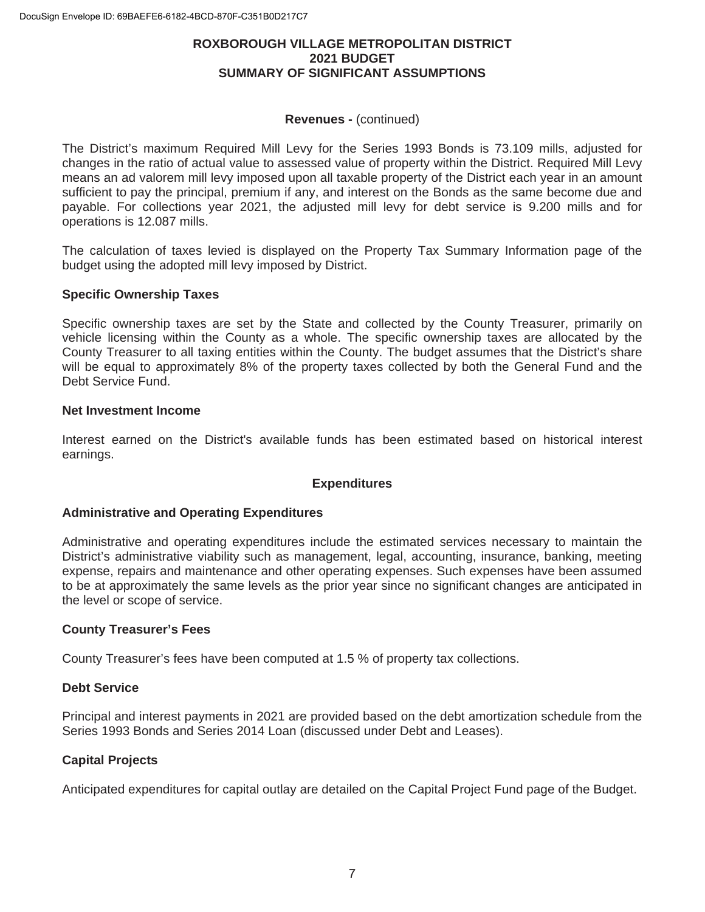# ROXBOROUGH VILLAGE METROPOLITAN DISTRICT
## 2021 BUDGET
## SUMMARY OF SIGNIFICANT ASSUMPTIONS

### Revenues - (continued)

The District's maximum Required Mill Levy for the Series 1993 Bonds is 73.109 mills, adjusted for changes in the ratio of actual value to assessed value of property within the District. Required Mill Levy means an ad valorem mill levy imposed upon all taxable property of the District each year in an amount sufficient to pay the principal, premium if any, and interest on the Bonds as the same become due and payable. For collections year 2021, the adjusted mill levy for debt service is 9.200 mills and for operations is 12.087 mills.

The calculation of taxes levied is displayed on the Property Tax Summary Information page of the budget using the adopted mill levy imposed by District.

#### Specific Ownership Taxes

Specific ownership taxes are set by the State and collected by the County Treasurer, primarily on vehicle licensing within the County as a whole. The specific ownership taxes are allocated by the County Treasurer to all taxing entities within the County. The budget assumes that the District's share will be equal to approximately 8% of the property taxes collected by both the General Fund and the Debt Service Fund.

#### Net Investment Income

Interest earned on the District's available funds has been estimated based on historical interest earnings.

### Expenditures

#### Administrative and Operating Expenditures

Administrative and operating expenditures include the estimated services necessary to maintain the District's administrative viability such as management, legal, accounting, insurance, banking, meeting expense, repairs and maintenance and other operating expenses. Such expenses have been assumed to be at approximately the same levels as the prior year since no significant changes are anticipated in the level or scope of service.

#### County Treasurer's Fees

County Treasurer's fees have been computed at 1.5 % of property tax collections.

#### Debt Service

Principal and interest payments in 2021 are provided based on the debt amortization schedule from the Series 1993 Bonds and Series 2014 Loan (discussed under Debt and Leases).

#### Capital Projects

Anticipated expenditures for capital outlay are detailed on the Capital Project Fund page of the Budget.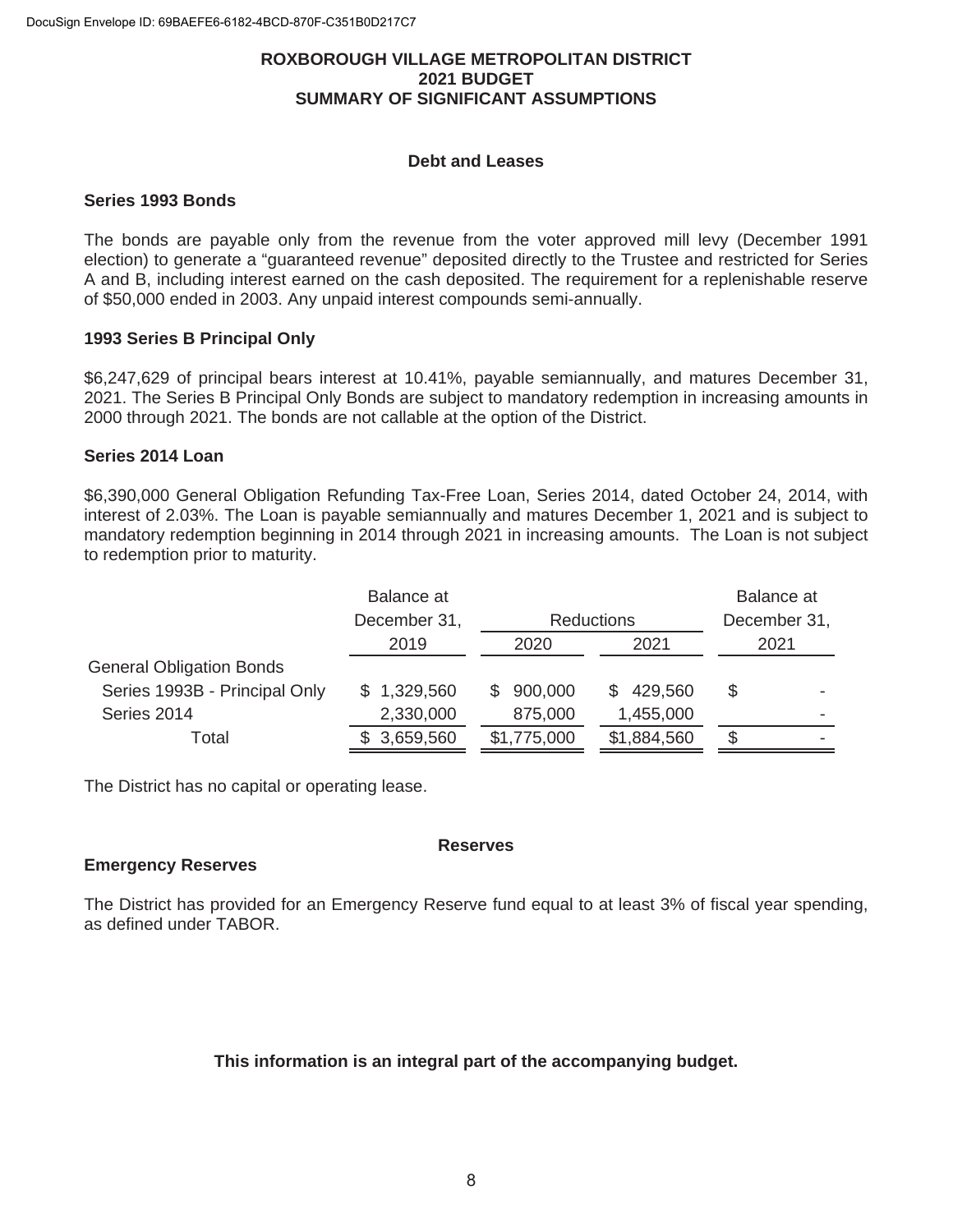ROXBOROUGH VILLAGE METROPOLITAN DISTRICT
2021 BUDGET
SUMMARY OF SIGNIFICANT ASSUMPTIONS

**Debt and Leases**

**Series 1993 Bonds**

The bonds are payable only from the revenue from the voter approved mill levy (December 1991 election) to generate a "guaranteed revenue" deposited directly to the Trustee and restricted for Series A and B, including interest earned on the cash deposited. The requirement for a replenishable reserve of $50,000 ended in 2003. Any unpaid interest compounds semi-annually.

**1993 Series B Principal Only**

$6,247,629 of principal bears interest at 10.41%, payable semiannually, and matures December 31, 2021. The Series B Principal Only Bonds are subject to mandatory redemption in increasing amounts in 2000 through 2021. The bonds are not callable at the option of the District.

**Series 2014 Loan**

$6,390,000 General Obligation Refunding Tax-Free Loan, Series 2014, dated October 24, 2014, with interest of 2.03%. The Loan is payable semiannually and matures December 1, 2021 and is subject to mandatory redemption beginning in 2014 through 2021 in increasing amounts. The Loan is not subject to redemption prior to maturity.

| | Balance at December 31, 2019 | Reductions 2020 | Reductions 2021 | Balance at December 31, 2021 |
|---|---|---|---|---|
| General Obligation Bonds | | | | |
| Series 1993B - Principal Only | $ 1,329,560 | $ 900,000 | $ 429,560 | $ - |
| Series 2014 | 2,330,000 | 875,000 | 1,455,000 | - |
| Total | $ 3,659,560 | $1,775,000 | $1,884,560 | $ - |

The District has no capital or operating lease.

**Reserves**

**Emergency Reserves**

The District has provided for an Emergency Reserve fund equal to at least 3% of fiscal year spending, as defined under TABOR.

**This information is an integral part of the accompanying budget.**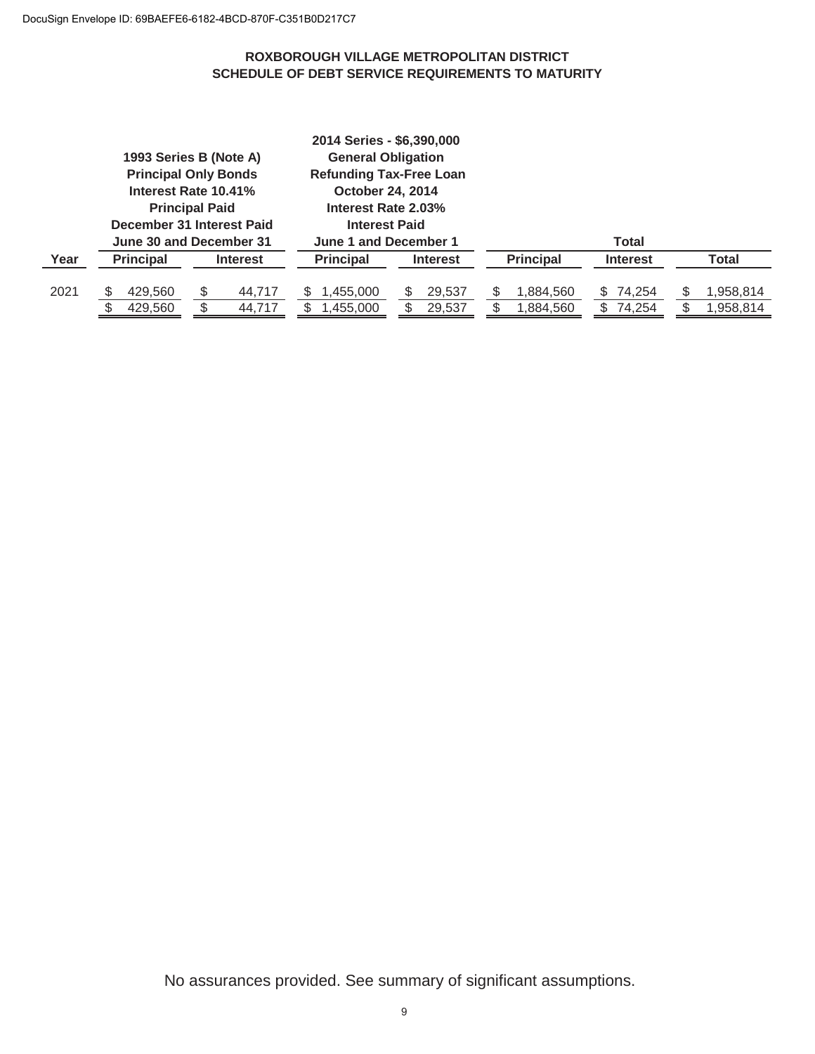DocuSign Envelope ID: 69BAEFE6-6182-4BCD-870F-C351B0D217C7

**ROXBOROUGH VILLAGE METROPOLITAN DISTRICT**
**SCHEDULE OF DEBT SERVICE REQUIREMENTS TO MATURITY**

| | 1993 Series B (Note A) Principal Only Bonds Interest Rate 10.41% Principal Paid December 31 Interest Paid June 30 and December 31 | | 2014 Series - $6,390,000 General Obligation Refunding Tax-Free Loan October 24, 2014 Interest Rate 2.03% Interest Paid June 1 and December 1 | | Total | | |
|---|---|---|---|---|---|---|---|
| **Year** | **Principal** | **Interest** | **Principal** | **Interest** | **Principal** | **Interest** | **Total** |
| 2021 | $ 429,560 | $ 44,717 | $ 1,455,000 | $ 29,537 | $ 1,884,560 | $ 74,254 | $ 1,958,814 |
| | $ 429,560 | $ 44,717 | $ 1,455,000 | $ 29,537 | $ 1,884,560 | $ 74,254 | $ 1,958,814 |

No assurances provided. See summary of significant assumptions.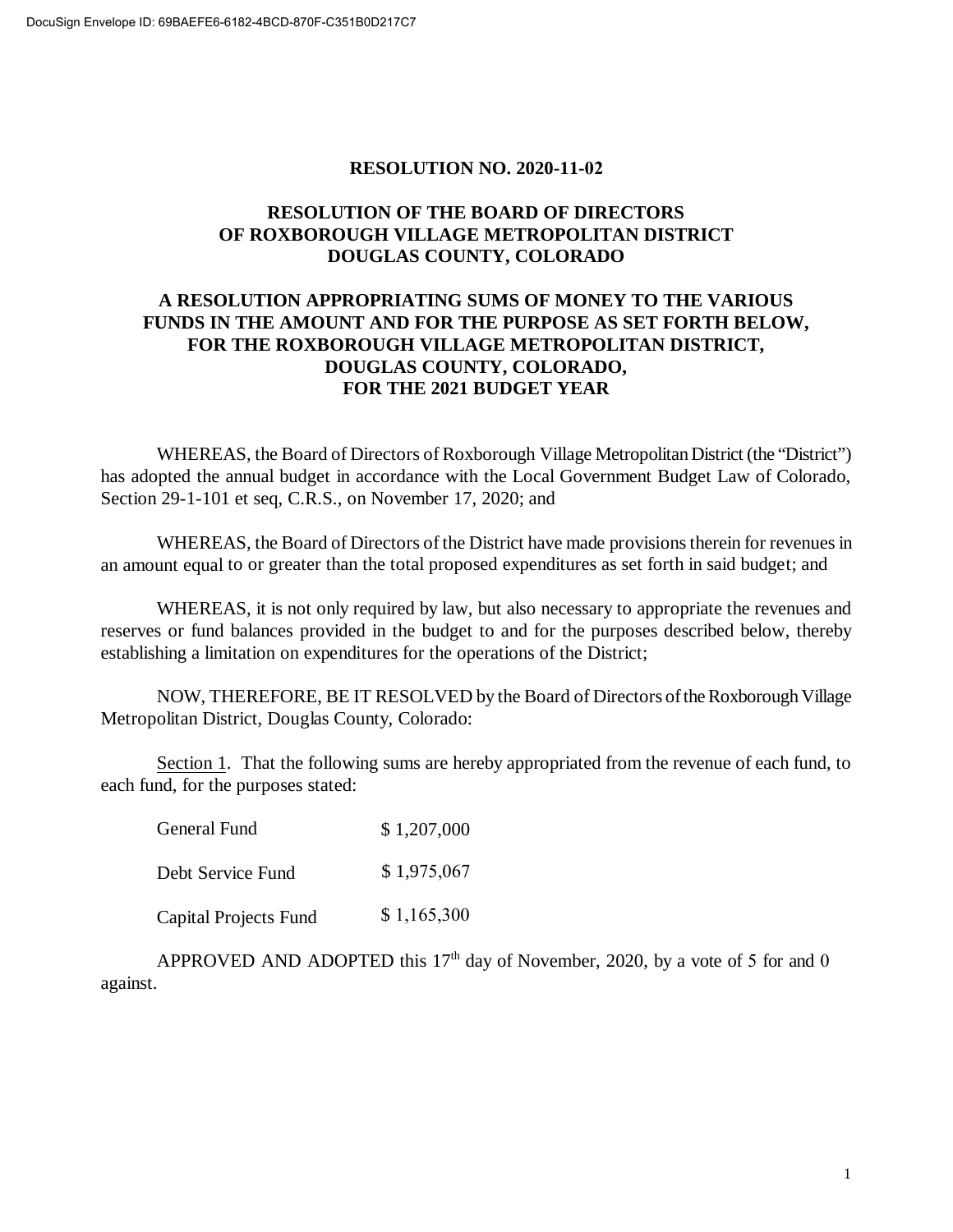DocuSign Envelope ID: 69BAEFE6-6182-4BCD-870F-C351B0D217C7

**RESOLUTION NO. 2020-11-02**

**RESOLUTION OF THE BOARD OF DIRECTORS OF ROXBOROUGH VILLAGE METROPOLITAN DISTRICT DOUGLAS COUNTY, COLORADO**

**A RESOLUTION APPROPRIATING SUMS OF MONEY TO THE VARIOUS FUNDS IN THE AMOUNT AND FOR THE PURPOSE AS SET FORTH BELOW, FOR THE ROXBOROUGH VILLAGE METROPOLITAN DISTRICT, DOUGLAS COUNTY, COLORADO, FOR THE 2021 BUDGET YEAR**

WHEREAS, the Board of Directors of Roxborough Village Metropolitan District (the "District") has adopted the annual budget in accordance with the Local Government Budget Law of Colorado, Section 29-1-101 et seq, C.R.S., on November 17, 2020; and

WHEREAS, the Board of Directors of the District have made provisions therein for revenues in an amount equal to or greater than the total proposed expenditures as set forth in said budget; and

WHEREAS, it is not only required by law, but also necessary to appropriate the revenues and reserves or fund balances provided in the budget to and for the purposes described below, thereby establishing a limitation on expenditures for the operations of the District;

NOW, THEREFORE, BE IT RESOLVED by the Board of Directors of the Roxborough Village Metropolitan District, Douglas County, Colorado:

Section 1. That the following sums are hereby appropriated from the revenue of each fund, to each fund, for the purposes stated:

| | |
|---|---|
| General Fund | $ 1,207,000 |
| Debt Service Fund | $ 1,975,067 |
| Capital Projects Fund | $ 1,165,300 |

APPROVED AND ADOPTED this 17th day of November, 2020, by a vote of 5 for and 0 against.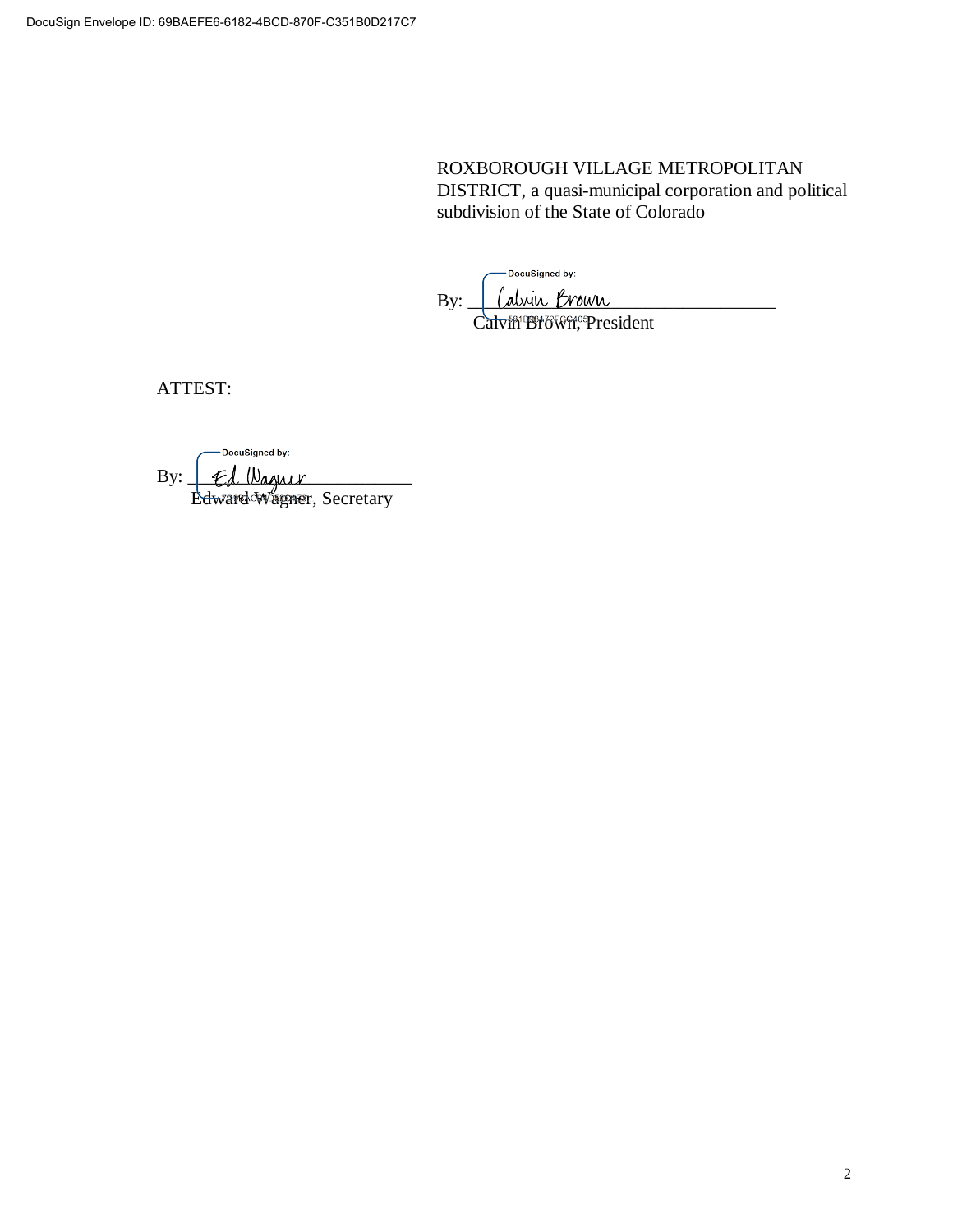ROXBOROUGH VILLAGE METROPOLITAN DISTRICT, a quasi-municipal corporation and political subdivision of the State of Colorado

By: ___________________________
Calvin Brown, President

ATTEST:

By: ___________________________
Edward Wagner, Secretary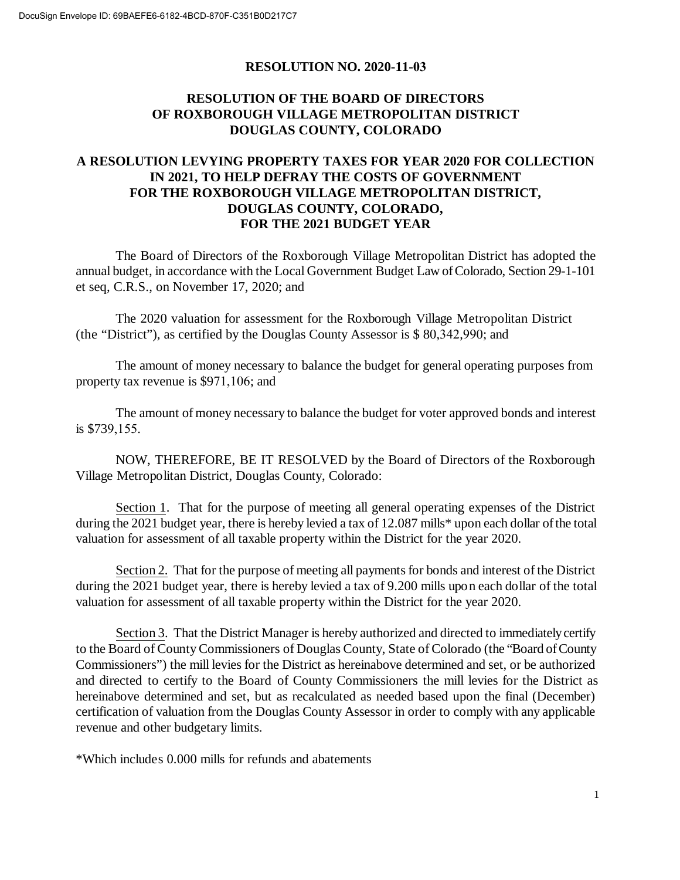**RESOLUTION NO. 2020-11-03**

**RESOLUTION OF THE BOARD OF DIRECTORS OF ROXBOROUGH VILLAGE METROPOLITAN DISTRICT DOUGLAS COUNTY, COLORADO**

**A RESOLUTION LEVYING PROPERTY TAXES FOR YEAR 2020 FOR COLLECTION IN 2021, TO HELP DEFRAY THE COSTS OF GOVERNMENT FOR THE ROXBOROUGH VILLAGE METROPOLITAN DISTRICT, DOUGLAS COUNTY, COLORADO, FOR THE 2021 BUDGET YEAR**

The Board of Directors of the Roxborough Village Metropolitan District has adopted the annual budget, in accordance with the Local Government Budget Law of Colorado, Section 29-1-101 et seq, C.R.S., on November 17, 2020; and

The 2020 valuation for assessment for the Roxborough Village Metropolitan District (the "District"), as certified by the Douglas County Assessor is $ 80,342,990; and

The amount of money necessary to balance the budget for general operating purposes from property tax revenue is $971,106; and

The amount of money necessary to balance the budget for voter approved bonds and interest is $739,155.

NOW, THEREFORE, BE IT RESOLVED by the Board of Directors of the Roxborough Village Metropolitan District, Douglas County, Colorado:

Section 1. That for the purpose of meeting all general operating expenses of the District during the 2021 budget year, there is hereby levied a tax of 12.087 mills* upon each dollar of the total valuation for assessment of all taxable property within the District for the year 2020.

Section 2. That for the purpose of meeting all payments for bonds and interest of the District during the 2021 budget year, there is hereby levied a tax of 9.200 mills upon each dollar of the total valuation for assessment of all taxable property within the District for the year 2020.

Section 3. That the District Manager is hereby authorized and directed to immediately certify to the Board of County Commissioners of Douglas County, State of Colorado (the "Board of County Commissioners") the mill levies for the District as hereinabove determined and set, or be authorized and directed to certify to the Board of County Commissioners the mill levies for the District as hereinabove determined and set, but as recalculated as needed based upon the final (December) certification of valuation from the Douglas County Assessor in order to comply with any applicable revenue and other budgetary limits.

*Which includes 0.000 mills for refunds and abatements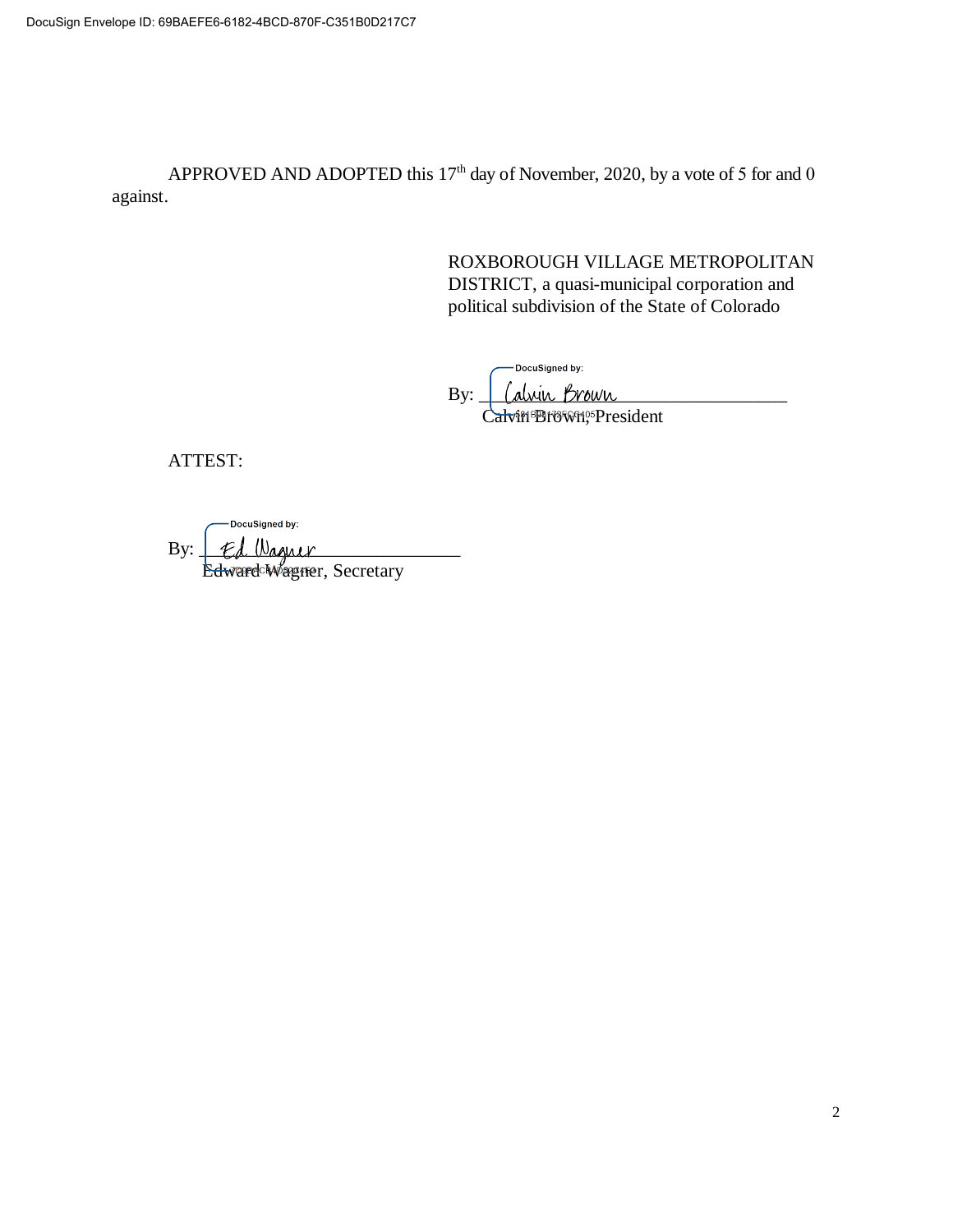APPROVED AND ADOPTED this 17th day of November, 2020, by a vote of 5 for and 0 against.

ROXBOROUGH VILLAGE METROPOLITAN DISTRICT, a quasi-municipal corporation and political subdivision of the State of Colorado

By: Calvin Brown
Calvin Brown, President

ATTEST:

By: Ed Wagner
Edward Wagner, Secretary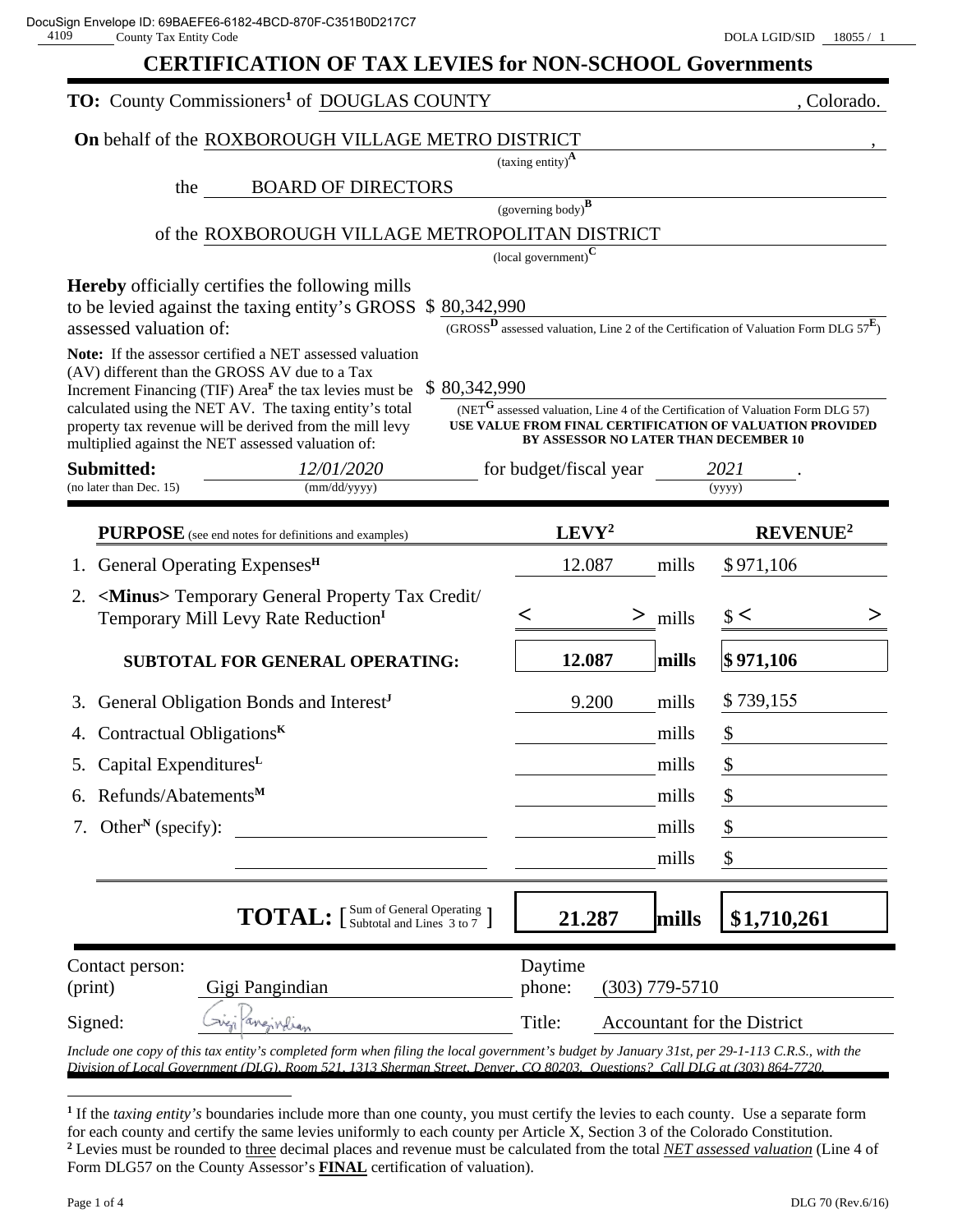DocuSign Envelope ID: 69BAEFE6-6182-4BCD-870F-C351B0D217C7

4109 County Tax Entity Code

DOLA LGID/SID 18055 / 1

# CERTIFICATION OF TAX LEVIES for NON-SCHOOL Governments

**TO:** County Commissioners[1] of DOUGLAS COUNTY , Colorado.

**On** behalf of the ROXBOROUGH VILLAGE METRO DISTRICT ,
(taxing entity)[A]

the BOARD OF DIRECTORS
(governing body)[B]

of the ROXBOROUGH VILLAGE METROPOLITAN DISTRICT
(local government)[C]

**Hereby** officially certifies the following mills to be levied against the taxing entity's GROSS assessed valuation of: $ 80,342,990
(GROSS[D] assessed valuation, Line 2 of the Certification of Valuation Form DLG 57[E])

**Note:** If the assessor certified a NET assessed valuation (AV) different than the GROSS AV due to a Tax Increment Financing (TIF) Area[F] the tax levies must be calculated using the NET AV. The taxing entity's total property tax revenue will be derived from the mill levy multiplied against the NET assessed valuation of: $ 80,342,990
(NET[G] assessed valuation, Line 4 of the Certification of Valuation Form DLG 57)
**USE VALUE FROM FINAL CERTIFICATION OF VALUATION PROVIDED BY ASSESSOR NO LATER THAN DECEMBER 10**

**Submitted:** 12/01/2020 (mm/dd/yyyy) for budget/fiscal year 2021 (yyyy).
(no later than Dec. 15)

| **PURPOSE** (see end notes for definitions and examples) | **LEVY**[2] | | **REVENUE**[2] |
|---|---|---|---|
| 1. General Operating Expenses[H] | 12.087 | mills | $971,106 |
| 2. **<Minus>** Temporary General Property Tax Credit/ Temporary Mill Levy Rate Reduction[I] | < > | mills | $ < > |
| **SUBTOTAL FOR GENERAL OPERATING:** | **12.087** | **mills** | **$971,106** |
| 3. General Obligation Bonds and Interest[J] | 9.200 | mills | $739,155 |
| 4. Contractual Obligations[K] | | mills | $ |
| 5. Capital Expenditures[L] | | mills | $ |
| 6. Refunds/Abatements[M] | | mills | $ |
| 7. Other[N] (specify): | | mills | $ |
| | | mills | $ |
| **TOTAL:** [ Sum of General Operating Subtotal and Lines 3 to 7 ] | **21.287** | **mills** | **$1,710,261** |

Contact person: (print) Gigi Pangindian

Daytime phone: (303) 779-5710

Signed: Gigi Pangindian

Title: Accountant for the District

*Include one copy of this tax entity's completed form when filing the local government's budget by January 31st, per 29-1-113 C.R.S., with the Division of Local Government (DLG), Room 521, 1313 Sherman Street, Denver, CO 80203. Questions? Call DLG at (303) 864-7720.*

---

[1] If the *taxing entity's* boundaries include more than one county, you must certify the levies to each county. Use a separate form for each county and certify the same levies uniformly to each county per Article X, Section 3 of the Colorado Constitution.

[2] Levies must be rounded to three decimal places and revenue must be calculated from the total *NET assessed valuation* (Line 4 of Form DLG57 on the County Assessor's **FINAL** certification of valuation).

DLG 70 (Rev.6/16)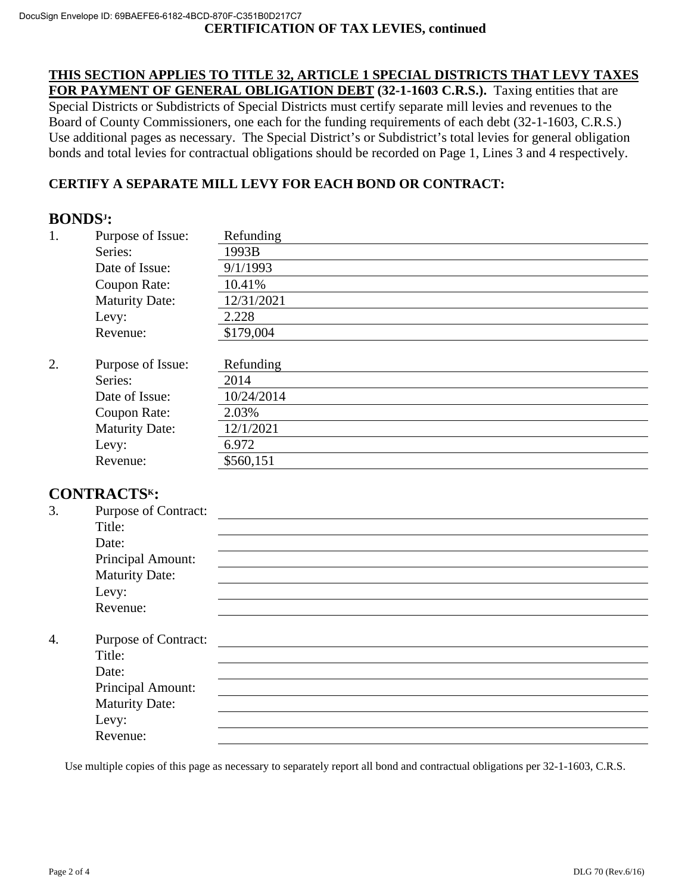## CERTIFICATION OF TAX LEVIES, continued

**THIS SECTION APPLIES TO TITLE 32, ARTICLE 1 SPECIAL DISTRICTS THAT LEVY TAXES FOR PAYMENT OF GENERAL OBLIGATION DEBT (32-1-1603 C.R.S.).** Taxing entities that are Special Districts or Subdistricts of Special Districts must certify separate mill levies and revenues to the Board of County Commissioners, one each for the funding requirements of each debt (32-1-1603, C.R.S.) Use additional pages as necessary. The Special District's or Subdistrict's total levies for general obligation bonds and total levies for contractual obligations should be recorded on Page 1, Lines 3 and 4 respectively.

**CERTIFY A SEPARATE MILL LEVY FOR EACH BOND OR CONTRACT:**

### BONDS[J]:

1. Purpose of Issue: Refunding
   Series: 1993B
   Date of Issue: 9/1/1993
   Coupon Rate: 10.41%
   Maturity Date: 12/31/2021
   Levy: 2.228
   Revenue: $179,004

2. Purpose of Issue: Refunding
   Series: 2014
   Date of Issue: 10/24/2014
   Coupon Rate: 2.03%
   Maturity Date: 12/1/2021
   Levy: 6.972
   Revenue: $560,151

### CONTRACTS[K]:

3. Purpose of Contract:
   Title:
   Date:
   Principal Amount:
   Maturity Date:
   Levy:
   Revenue:

4. Purpose of Contract:
   Title:
   Date:
   Principal Amount:
   Maturity Date:
   Levy:
   Revenue:

Use multiple copies of this page as necessary to separately report all bond and contractual obligations per 32-1-1603, C.R.S.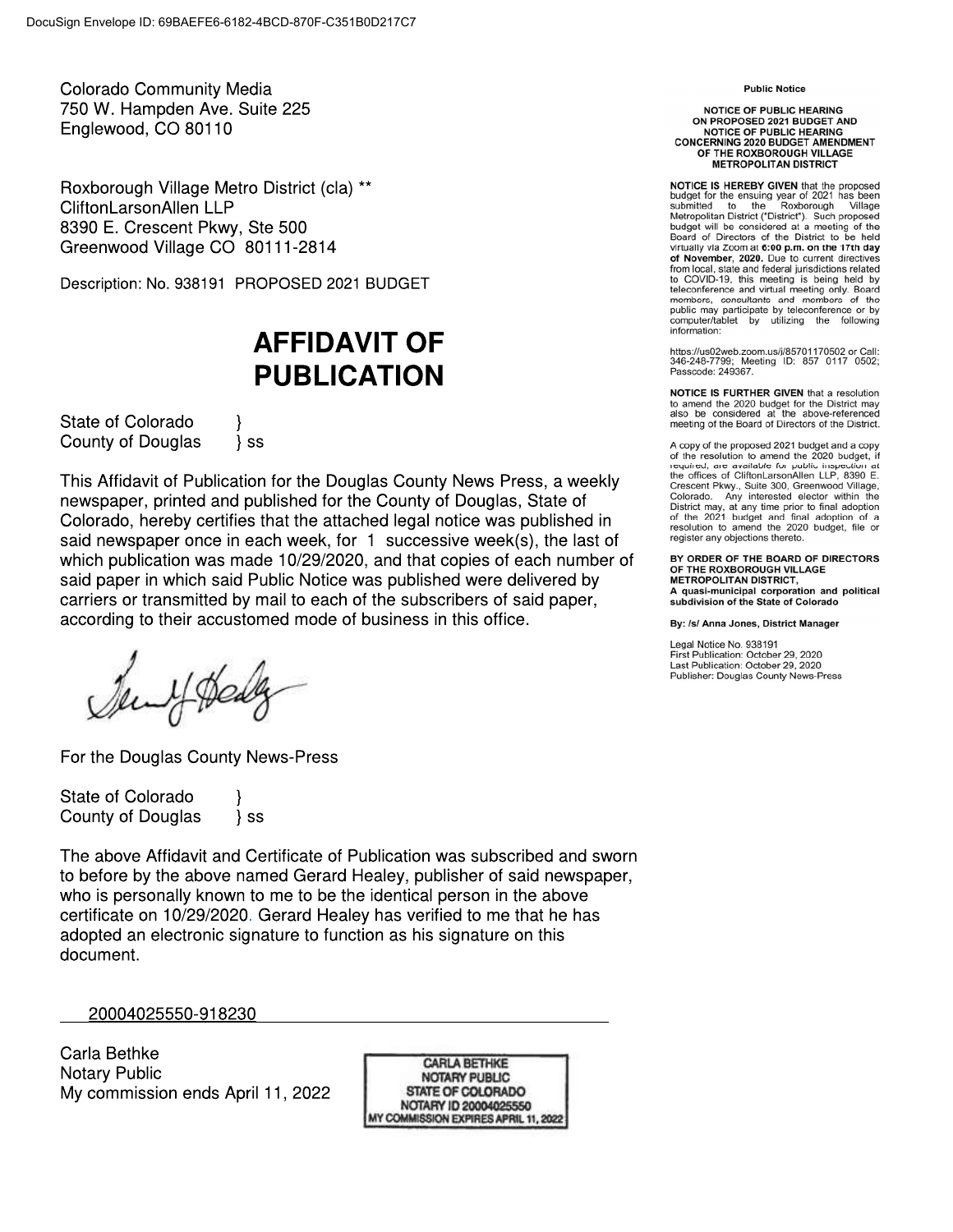DocuSign Envelope ID: 69BAEFE6-6182-4BCD-870F-C351B0D217C7

Colorado Community Media
750 W. Hampden Ave. Suite 225
Englewood, CO 80110

Roxborough Village Metro District (cla) **
CliftonLarsonAllen LLP
8390 E. Crescent Pkwy, Ste 500
Greenwood Village CO 80111-2814

Description: No. 938191 PROPOSED 2021 BUDGET

# AFFIDAVIT OF PUBLICATION

State of Colorado }
County of Douglas } ss

This Affidavit of Publication for the Douglas County News Press, a weekly newspaper, printed and published for the County of Douglas, State of Colorado, hereby certifies that the attached legal notice was published in said newspaper once in each week, for 1 successive week(s), the last of which publication was made 10/29/2020, and that copies of each number of said paper in which said Public Notice was published were delivered by carriers or transmitted by mail to each of the subscribers of said paper, according to their accustomed mode of business in this office.

For the Douglas County News-Press

State of Colorado }
County of Douglas } ss

The above Affidavit and Certificate of Publication was subscribed and sworn to before by the above named Gerard Healey, publisher of said newspaper, who is personally known to me to be the identical person in the above certificate on 10/29/2020. Gerard Healey has verified to me that he has adopted an electronic signature to function as his signature on this document.

20004025550-918230

Carla Bethke
Notary Public
My commission ends April 11, 2022

CARLA BETHKE
NOTARY PUBLIC
STATE OF COLORADO
NOTARY ID 20004025550
MY COMMISSION EXPIRES APRIL 11, 2022

**Public Notice**

**NOTICE OF PUBLIC HEARING ON PROPOSED 2021 BUDGET AND NOTICE OF PUBLIC HEARING CONCERNING 2020 BUDGET AMENDMENT OF THE ROXBOROUGH VILLAGE METROPOLITAN DISTRICT**

**NOTICE IS HEREBY GIVEN** that the proposed budget for the ensuing year of 2021 has been submitted to the Roxborough Village Metropolitan District ("District"). Such proposed budget will be considered at a meeting of the Board of Directors of the District to be held virtually via Zoom at **6:00 p.m. on the 17th day of November, 2020.** Due to current directives from local, state and federal jurisdictions related to COVID-19, this meeting is being held by teleconference and virtual meeting only. Board members, consultants and members of the public may participate by teleconference or by computer/tablet by utilizing the following information:

https://us02web.zoom.us/j/85701170502 or Call: 346-248-7799; Meeting ID: 857 0117 0502; Passcode: 249367.

**NOTICE IS FURTHER GIVEN** that a resolution to amend the 2020 budget for the District may also be considered at the above-referenced meeting of the Board of Directors of the District.

A copy of the proposed 2021 budget and a copy of the resolution to amend the 2020 budget, if required, are available for public inspection at the offices of CliftonLarsonAllen LLP, 8390 E. Crescent Pkwy., Suite 300, Greenwood Village, Colorado. Any interested elector within the District may, at any time prior to final adoption of the 2021 budget and final adoption of a resolution to amend the 2020 budget, file or register any objections thereto.

**BY ORDER OF THE BOARD OF DIRECTORS OF THE ROXBOROUGH VILLAGE METROPOLITAN DISTRICT,**
**A quasi-municipal corporation and political subdivision of the State of Colorado**

**By: /s/ Anna Jones, District Manager**

Legal Notice No. 938191
First Publication: October 29, 2020
Last Publication: October 29, 2020
Publisher: Douglas County News-Press